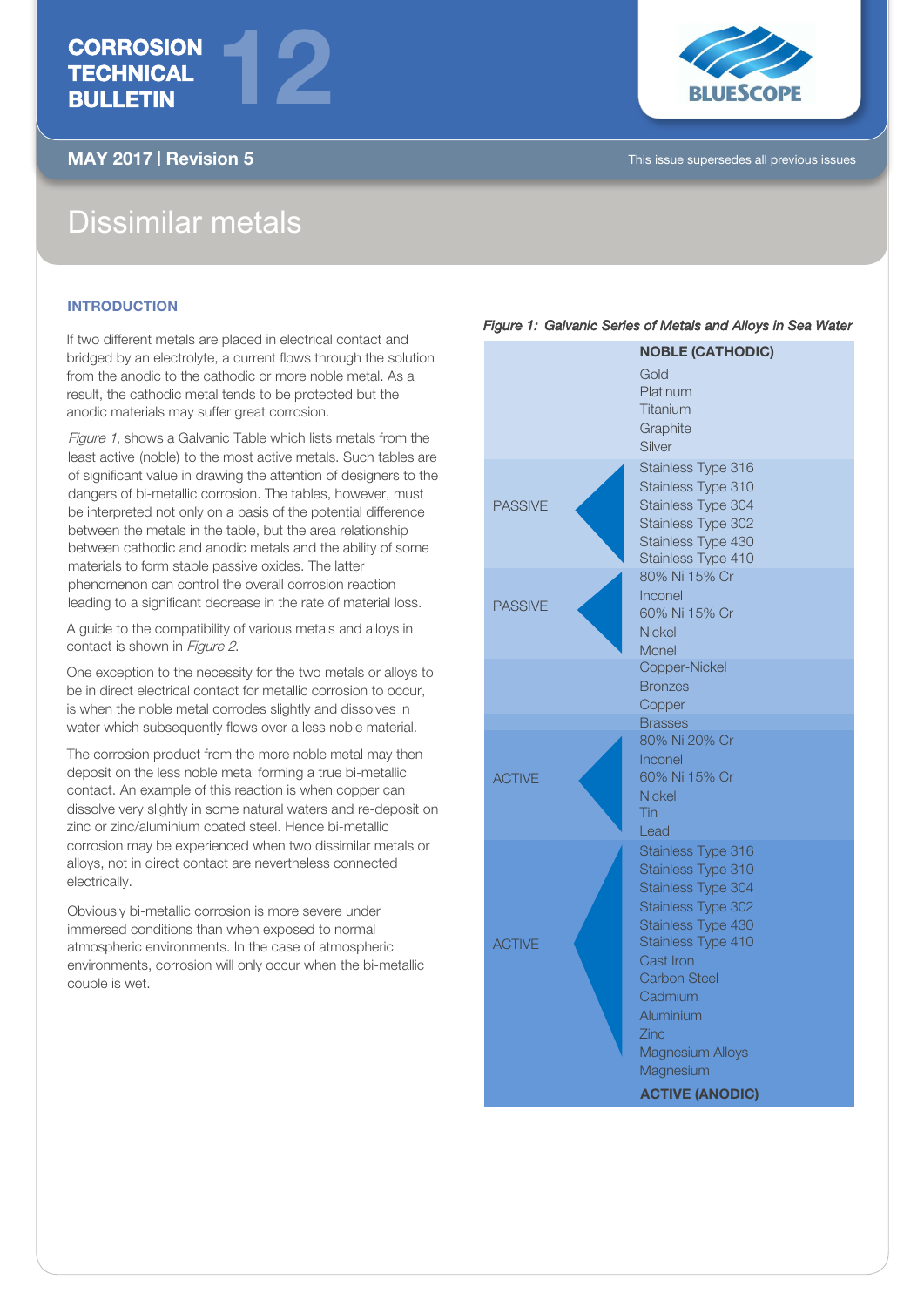# CORROSION TECHNICAL BULLETIN 12

**MAY 2017 | Revision 5**

This issue supersedes all previous issues

# Dissimilar metals

## INTRODUCTION

If two different metals are placed in electrical contact and bridged by an electrolyte, a current flows through the solution from the anodic to the cathodic or more noble metal. As a result, the cathodic metal tends to be protected but the anodic materials may suffer great corrosion.

*Figure 1*, shows a Galvanic Table which lists metals from the least active (noble) to the most active metals. Such tables are of significant value in drawing the attention of designers to the dangers of bi-metallic corrosion. The tables, however, must be interpreted not only on a basis of the potential difference between the metals in the table, but the area relationship between cathodic and anodic metals and the ability of some materials to form stable passive oxides. The latter phenomenon can control the overall corrosion reaction leading to a significant decrease in the rate of material loss.

A guide to the compatibility of various metals and alloys in contact is shown in *Figure 2*.

One exception to the necessity for the two metals or alloys to be in direct electrical contact for metallic corrosion to occur, is when the noble metal corrodes slightly and dissolves in water which subsequently flows over a less noble material.

The corrosion product from the more noble metal may then deposit on the less noble metal forming a true bi-metallic contact. An example of this reaction is when copper can dissolve very slightly in some natural waters and re-deposit on zinc or zinc/aluminium coated steel. Hence bi-metallic corrosion may be experienced when two dissimilar metals or alloys, not in direct contact are nevertheless connected electrically.

Obviously bi-metallic corrosion is more severe under immersed conditions than when exposed to normal atmospheric environments. In the case of atmospheric environments, corrosion will only occur when the bi-metallic couple is wet.

*Figure 1: Galvanic Series of Metals and Alloys in Sea Water*

| | **NOBLE (CATHODIC)** |
|---|---|
| | Gold<br>Platinum<br>Titanium<br>Graphite<br>Silver |
| PASSIVE | Stainless Type 316<br>Stainless Type 310<br>Stainless Type 304<br>Stainless Type 302<br>Stainless Type 430<br>Stainless Type 410 |
| PASSIVE | 80% Ni 15% Cr<br>Inconel<br>60% Ni 15% Cr<br>Nickel<br>Monel |
| | Copper-Nickel<br>Bronzes<br>Copper<br>Brasses |
| ACTIVE | 80% Ni 20% Cr<br>Inconel<br>60% Ni 15% Cr<br>Nickel<br>Tin<br>Lead |
| ACTIVE | Stainless Type 316<br>Stainless Type 310<br>Stainless Type 304<br>Stainless Type 302<br>Stainless Type 430<br>Stainless Type 410<br>Cast Iron<br>Carbon Steel<br>Cadmium<br>Aluminium<br>Zinc<br>Magnesium Alloys<br>Magnesium |
| | **ACTIVE (ANODIC)** |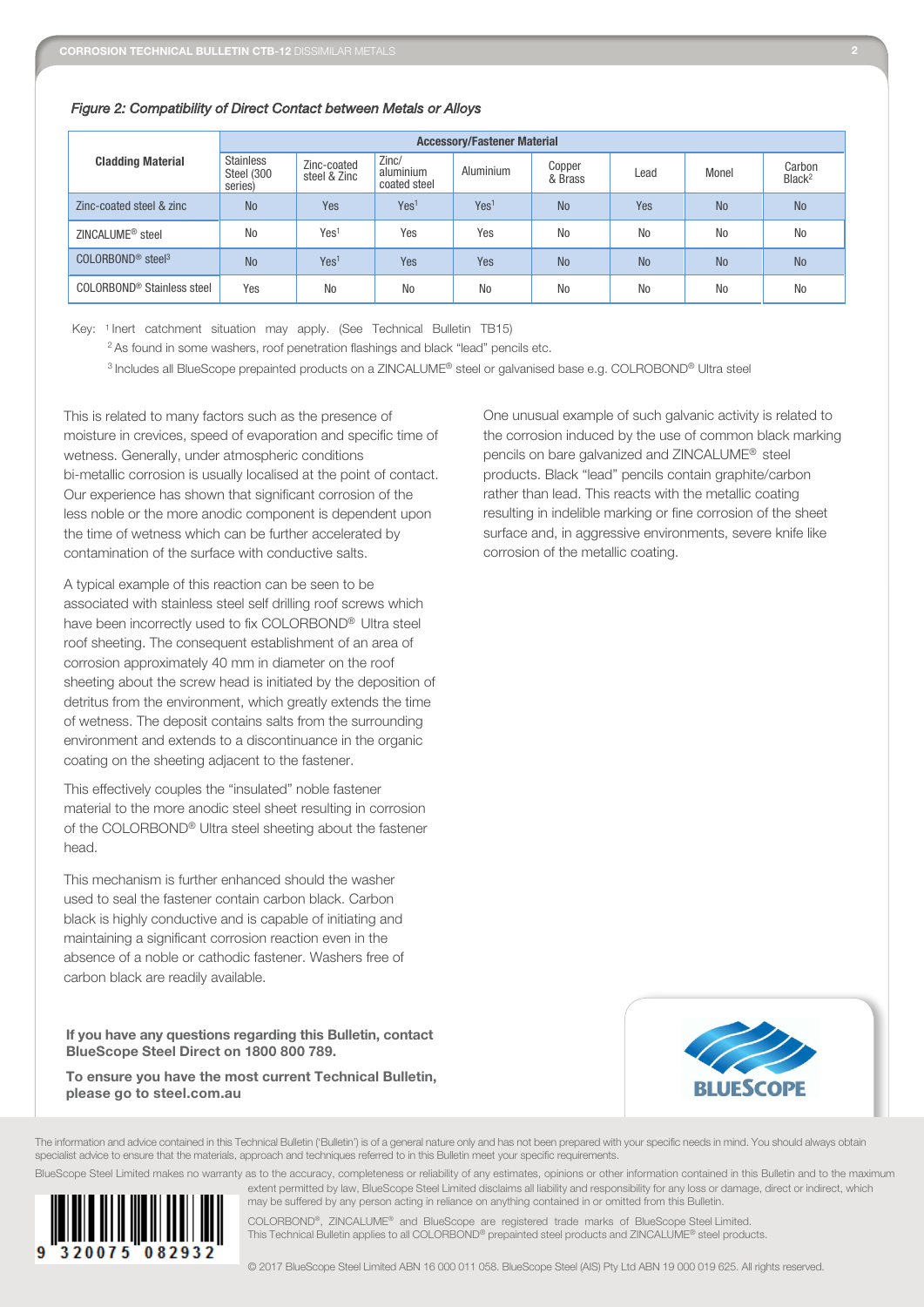*Figure 2: Compatibility of Direct Contact between Metals or Alloys*

| Cladding Material | Accessory/Fastener Material | | | | | | | |
|---|---|---|---|---|---|---|---|---|
| | Stainless Steel (300 series) | Zinc-coated steel & Zinc | Zinc/aluminium coated steel | Aluminium | Copper & Brass | Lead | Monel | Carbon Black[2] |
| Zinc-coated steel & zinc | No | Yes | Yes[1] | Yes[1] | No | Yes | No | No |
| ZINCALUME® steel | No | Yes[1] | Yes | Yes | No | No | No | No |
| COLORBOND® steel[3] | No | Yes[1] | Yes | Yes | No | No | No | No |
| COLORBOND® Stainless steel | Yes | No | No | No | No | No | No | No |

Key: [1] Inert catchment situation may apply. (See Technical Bulletin TB15)

[2] As found in some washers, roof penetration flashings and black "lead" pencils etc.

[3] Includes all BlueScope prepainted products on a ZINCALUME® steel or galvanised base e.g. COLROBOND® Ultra steel

This is related to many factors such as the presence of moisture in crevices, speed of evaporation and specific time of wetness. Generally, under atmospheric conditions bi-metallic corrosion is usually localised at the point of contact. Our experience has shown that significant corrosion of the less noble or the more anodic component is dependent upon the time of wetness which can be further accelerated by contamination of the surface with conductive salts.

A typical example of this reaction can be seen to be associated with stainless steel self drilling roof screws which have been incorrectly used to fix COLORBOND® Ultra steel roof sheeting. The consequent establishment of an area of corrosion approximately 40 mm in diameter on the roof sheeting about the screw head is initiated by the deposition of detritus from the environment, which greatly extends the time of wetness. The deposit contains salts from the surrounding environment and extends to a discontinuance in the organic coating on the sheeting adjacent to the fastener.

This effectively couples the "insulated" noble fastener material to the more anodic steel sheet resulting in corrosion of the COLORBOND® Ultra steel sheeting about the fastener head.

This mechanism is further enhanced should the washer used to seal the fastener contain carbon black. Carbon black is highly conductive and is capable of initiating and maintaining a significant corrosion reaction even in the absence of a noble or cathodic fastener. Washers free of carbon black are readily available.

One unusual example of such galvanic activity is related to the corrosion induced by the use of common black marking pencils on bare galvanized and ZINCALUME® steel products. Black "lead" pencils contain graphite/carbon rather than lead. This reacts with the metallic coating resulting in indelible marking or fine corrosion of the sheet surface and, in aggressive environments, severe knife like corrosion of the metallic coating.

**If you have any questions regarding this Bulletin, contact BlueScope Steel Direct on 1800 800 789.**

**To ensure you have the most current Technical Bulletin, please go to steel.com.au**

BLUESCOPE

The information and advice contained in this Technical Bulletin ('Bulletin') is of a general nature only and has not been prepared with your specific needs in mind. You should always obtain specialist advice to ensure that the materials, approach and techniques referred to in this Bulletin meet your specific requirements.

BlueScope Steel Limited makes no warranty as to the accuracy, completeness or reliability of any estimates, opinions or other information contained in this Bulletin and to the maximum extent permitted by law, BlueScope Steel Limited disclaims all liability and responsibility for any loss or damage, direct or indirect, which may be suffered by any person acting in reliance on anything contained in or omitted from this Bulletin.

COLORBOND®, ZINCALUME® and BlueScope are registered trade marks of BlueScope Steel Limited. This Technical Bulletin applies to all COLORBOND® prepainted steel products and ZINCALUME® steel products.

9 320075 082932

© 2017 BlueScope Steel Limited ABN 16 000 011 058. BlueScope Steel (AIS) Pty Ltd ABN 19 000 019 625. All rights reserved.